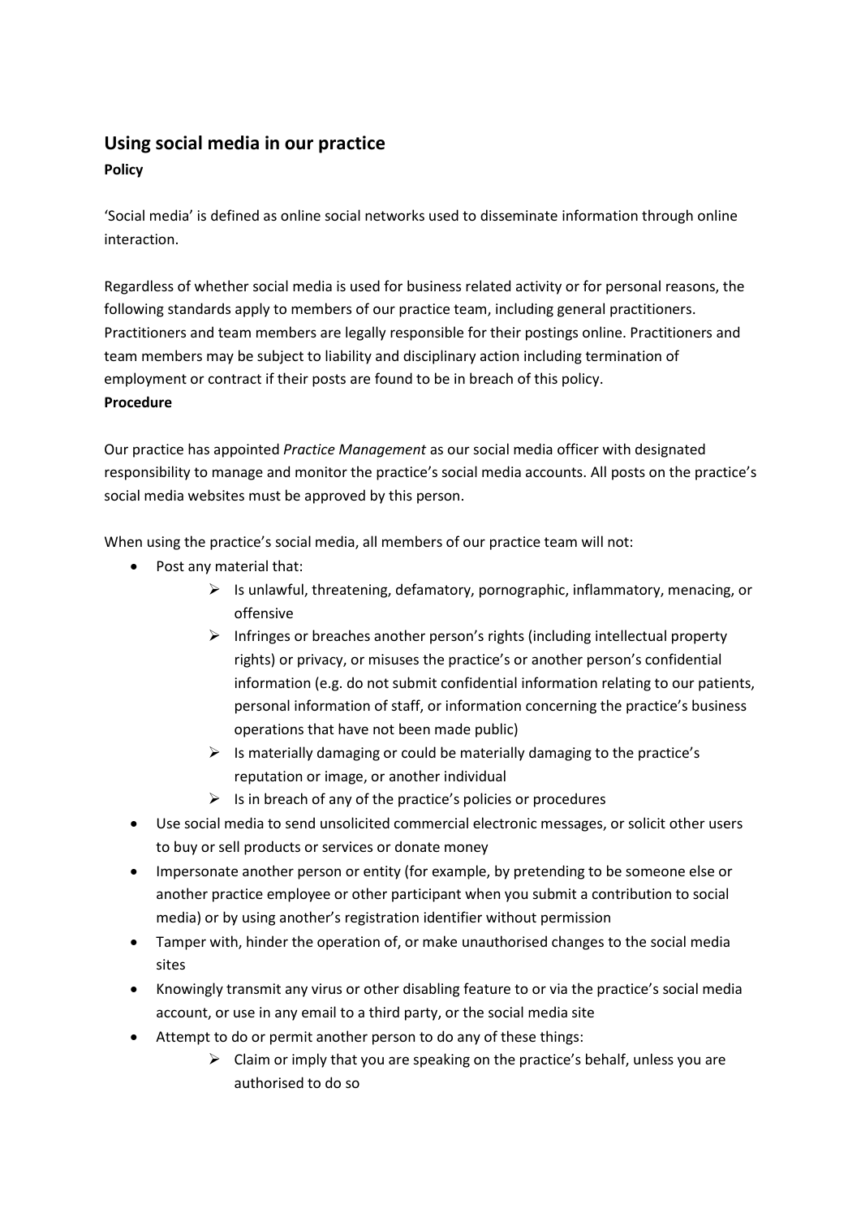## Using social media in our practice

**Policy**

'Social media' is defined as online social networks used to disseminate information through online interaction.

Regardless of whether social media is used for business related activity or for personal reasons, the following standards apply to members of our practice team, including general practitioners. Practitioners and team members are legally responsible for their postings online. Practitioners and team members may be subject to liability and disciplinary action including termination of employment or contract if their posts are found to be in breach of this policy.

**Procedure**

Our practice has appointed *Practice Management* as our social media officer with designated responsibility to manage and monitor the practice's social media accounts. All posts on the practice's social media websites must be approved by this person.

When using the practice's social media, all members of our practice team will not:

- Post any material that:
  - Is unlawful, threatening, defamatory, pornographic, inflammatory, menacing, or offensive
  - Infringes or breaches another person's rights (including intellectual property rights) or privacy, or misuses the practice's or another person's confidential information (e.g. do not submit confidential information relating to our patients, personal information of staff, or information concerning the practice's business operations that have not been made public)
  - Is materially damaging or could be materially damaging to the practice's reputation or image, or another individual
  - Is in breach of any of the practice's policies or procedures
- Use social media to send unsolicited commercial electronic messages, or solicit other users to buy or sell products or services or donate money
- Impersonate another person or entity (for example, by pretending to be someone else or another practice employee or other participant when you submit a contribution to social media) or by using another's registration identifier without permission
- Tamper with, hinder the operation of, or make unauthorised changes to the social media sites
- Knowingly transmit any virus or other disabling feature to or via the practice's social media account, or use in any email to a third party, or the social media site
- Attempt to do or permit another person to do any of these things:
  - Claim or imply that you are speaking on the practice's behalf, unless you are authorised to do so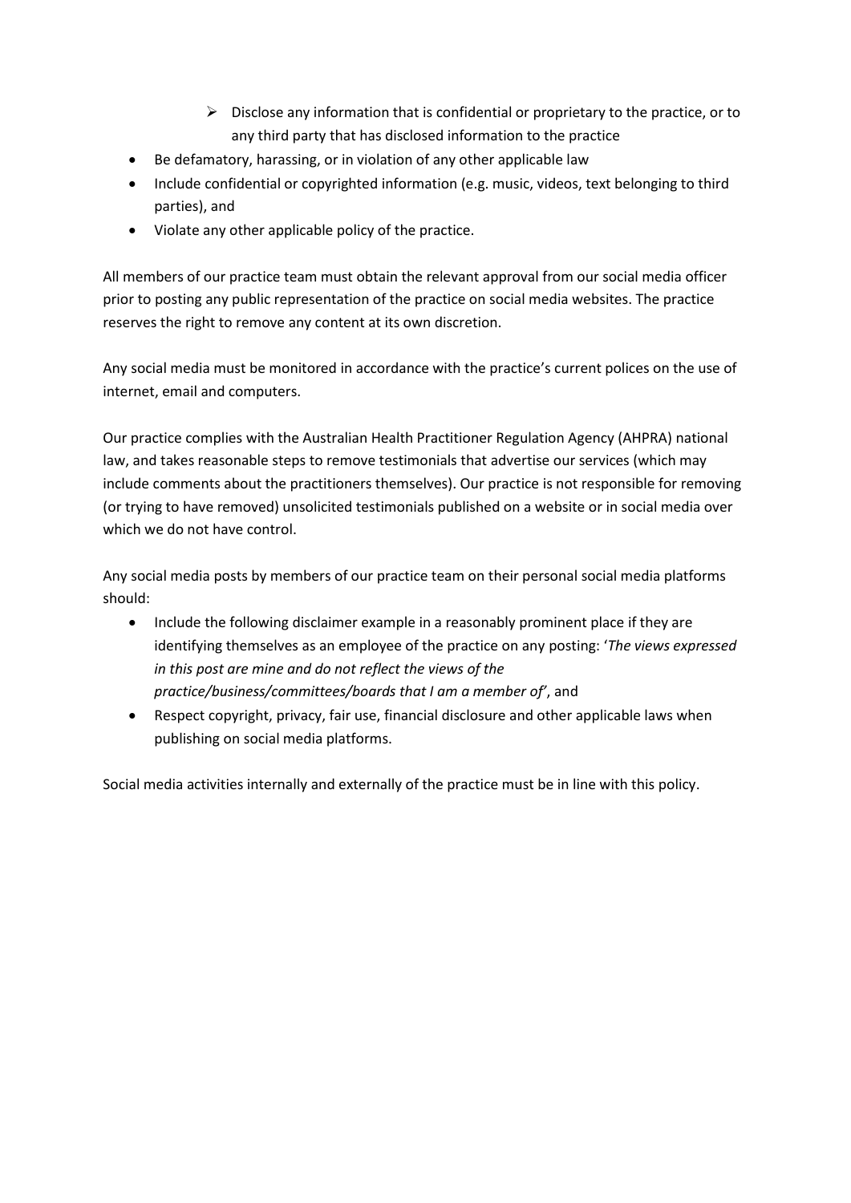- Disclose any information that is confidential or proprietary to the practice, or to any third party that has disclosed information to the practice
- Be defamatory, harassing, or in violation of any other applicable law
- Include confidential or copyrighted information (e.g. music, videos, text belonging to third parties), and
- Violate any other applicable policy of the practice.

All members of our practice team must obtain the relevant approval from our social media officer prior to posting any public representation of the practice on social media websites. The practice reserves the right to remove any content at its own discretion.

Any social media must be monitored in accordance with the practice's current polices on the use of internet, email and computers.

Our practice complies with the Australian Health Practitioner Regulation Agency (AHPRA) national law, and takes reasonable steps to remove testimonials that advertise our services (which may include comments about the practitioners themselves). Our practice is not responsible for removing (or trying to have removed) unsolicited testimonials published on a website or in social media over which we do not have control.

Any social media posts by members of our practice team on their personal social media platforms should:

- Include the following disclaimer example in a reasonably prominent place if they are identifying themselves as an employee of the practice on any posting: '*The views expressed in this post are mine and do not reflect the views of the practice/business/committees/boards that I am a member of*', and
- Respect copyright, privacy, fair use, financial disclosure and other applicable laws when publishing on social media platforms.

Social media activities internally and externally of the practice must be in line with this policy.